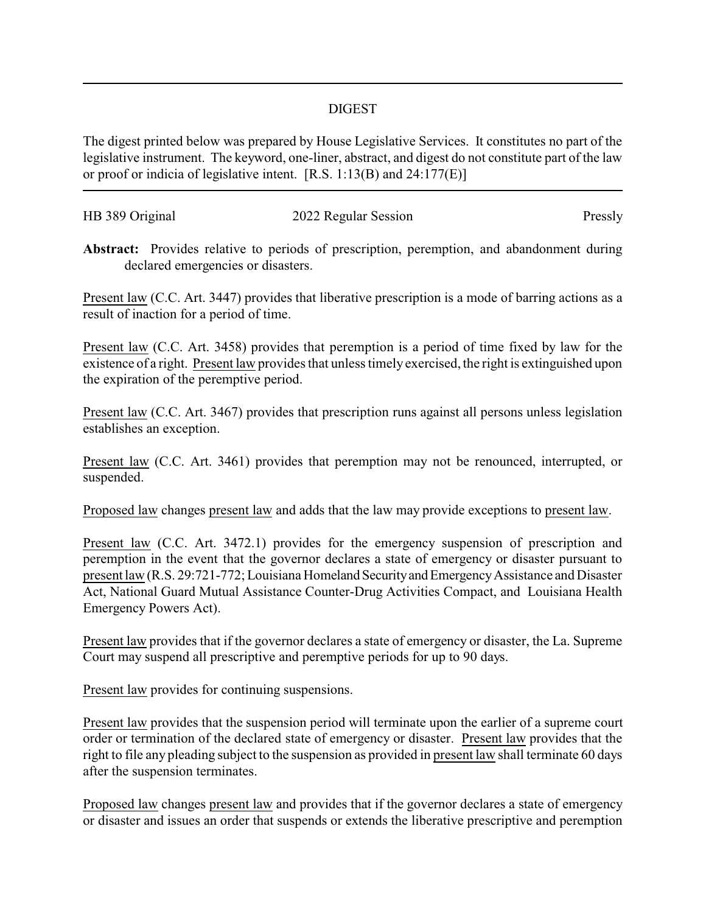## DIGEST

The digest printed below was prepared by House Legislative Services. It constitutes no part of the legislative instrument. The keyword, one-liner, abstract, and digest do not constitute part of the law or proof or indicia of legislative intent. [R.S. 1:13(B) and 24:177(E)]

HB 389 Original 2022 Regular Session Pressly

**Abstract:** Provides relative to periods of prescription, peremption, and abandonment during declared emergencies or disasters.

Present law (C.C. Art. 3447) provides that liberative prescription is a mode of barring actions as a result of inaction for a period of time.

Present law (C.C. Art. 3458) provides that peremption is a period of time fixed by law for the existence of a right. Present law provides that unless timely exercised, the right is extinguished upon the expiration of the peremptive period.

Present law (C.C. Art. 3467) provides that prescription runs against all persons unless legislation establishes an exception.

Present law (C.C. Art. 3461) provides that peremption may not be renounced, interrupted, or suspended.

Proposed law changes present law and adds that the law may provide exceptions to present law.

Present law (C.C. Art. 3472.1) provides for the emergency suspension of prescription and peremption in the event that the governor declares a state of emergency or disaster pursuant to present law (R.S. 29:721-772; Louisiana Homeland Security and Emergency Assistance and Disaster Act, National Guard Mutual Assistance Counter-Drug Activities Compact, and Louisiana Health Emergency Powers Act).

Present law provides that if the governor declares a state of emergency or disaster, the La. Supreme Court may suspend all prescriptive and peremptive periods for up to 90 days.

Present law provides for continuing suspensions.

Present law provides that the suspension period will terminate upon the earlier of a supreme court order or termination of the declared state of emergency or disaster. Present law provides that the right to file any pleading subject to the suspension as provided in present law shall terminate 60 days after the suspension terminates.

Proposed law changes present law and provides that if the governor declares a state of emergency or disaster and issues an order that suspends or extends the liberative prescriptive and peremption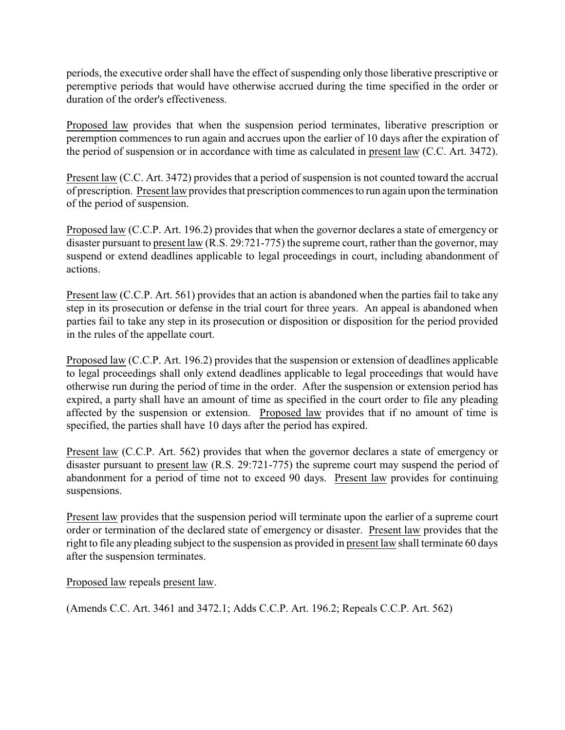periods, the executive order shall have the effect of suspending only those liberative prescriptive or peremptive periods that would have otherwise accrued during the time specified in the order or duration of the order's effectiveness.

Proposed law provides that when the suspension period terminates, liberative prescription or peremption commences to run again and accrues upon the earlier of 10 days after the expiration of the period of suspension or in accordance with time as calculated in present law (C.C. Art. 3472).

Present law (C.C. Art. 3472) provides that a period of suspension is not counted toward the accrual of prescription. Present law provides that prescription commences to run again upon the termination of the period of suspension.

Proposed law (C.C.P. Art. 196.2) provides that when the governor declares a state of emergency or disaster pursuant to present law (R.S. 29:721-775) the supreme court, rather than the governor, may suspend or extend deadlines applicable to legal proceedings in court, including abandonment of actions.

Present law (C.C.P. Art. 561) provides that an action is abandoned when the parties fail to take any step in its prosecution or defense in the trial court for three years. An appeal is abandoned when parties fail to take any step in its prosecution or disposition or disposition for the period provided in the rules of the appellate court.

Proposed law (C.C.P. Art. 196.2) provides that the suspension or extension of deadlines applicable to legal proceedings shall only extend deadlines applicable to legal proceedings that would have otherwise run during the period of time in the order. After the suspension or extension period has expired, a party shall have an amount of time as specified in the court order to file any pleading affected by the suspension or extension. Proposed law provides that if no amount of time is specified, the parties shall have 10 days after the period has expired.

Present law (C.C.P. Art. 562) provides that when the governor declares a state of emergency or disaster pursuant to present law (R.S. 29:721-775) the supreme court may suspend the period of abandonment for a period of time not to exceed 90 days. Present law provides for continuing suspensions.

Present law provides that the suspension period will terminate upon the earlier of a supreme court order or termination of the declared state of emergency or disaster. Present law provides that the right to file any pleading subject to the suspension as provided in present law shall terminate 60 days after the suspension terminates.

Proposed law repeals present law.

(Amends C.C. Art. 3461 and 3472.1; Adds C.C.P. Art. 196.2; Repeals C.C.P. Art. 562)